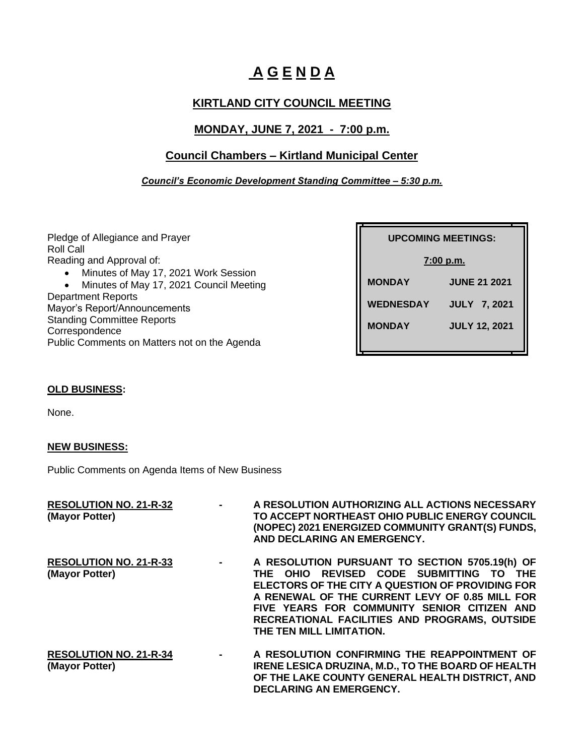# A G E N D A

## KIRTLAND CITY COUNCIL MEETING

## MONDAY, JUNE 7, 2021 - 7:00 p.m.

## Council Chambers – Kirtland Municipal Center

***Council's Economic Development Standing Committee – 5:30 p.m.***

Pledge of Allegiance and Prayer
Roll Call
Reading and Approval of:

- Minutes of May 17, 2021 Work Session
- Minutes of May 17, 2021 Council Meeting

Department Reports
Mayor's Report/Announcements
Standing Committee Reports
Correspondence
Public Comments on Matters not on the Agenda

| UPCOMING MEETINGS: | |
|---|---|
| 7:00 p.m. | |
| MONDAY | JUNE 21 2021 |
| WEDNESDAY | JULY 7, 2021 |
| MONDAY | JULY 12, 2021 |

**OLD BUSINESS:**

None.

**NEW BUSINESS:**

Public Comments on Agenda Items of New Business

**RESOLUTION NO. 21-R-32** **(Mayor Potter)** - **A RESOLUTION AUTHORIZING ALL ACTIONS NECESSARY TO ACCEPT NORTHEAST OHIO PUBLIC ENERGY COUNCIL (NOPEC) 2021 ENERGIZED COMMUNITY GRANT(S) FUNDS, AND DECLARING AN EMERGENCY.**

**RESOLUTION NO. 21-R-33** **(Mayor Potter)** - **A RESOLUTION PURSUANT TO SECTION 5705.19(h) OF THE OHIO REVISED CODE SUBMITTING TO THE ELECTORS OF THE CITY A QUESTION OF PROVIDING FOR A RENEWAL OF THE CURRENT LEVY OF 0.85 MILL FOR FIVE YEARS FOR COMMUNITY SENIOR CITIZEN AND RECREATIONAL FACILITIES AND PROGRAMS, OUTSIDE THE TEN MILL LIMITATION.**

**RESOLUTION NO. 21-R-34** **(Mayor Potter)** - **A RESOLUTION CONFIRMING THE REAPPOINTMENT OF IRENE LESICA DRUZINA, M.D., TO THE BOARD OF HEALTH OF THE LAKE COUNTY GENERAL HEALTH DISTRICT, AND DECLARING AN EMERGENCY.**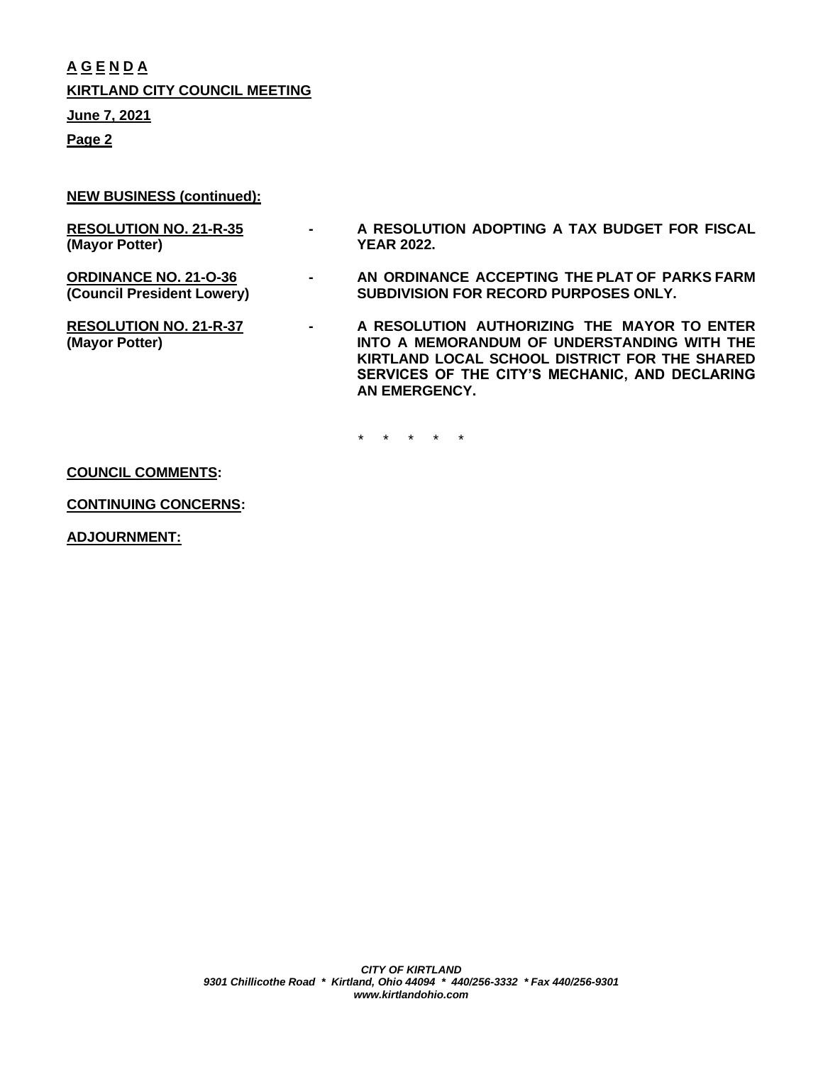**NEW BUSINESS (continued):**

**RESOLUTION NO. 21-R-35** **(Mayor Potter)** - **A RESOLUTION ADOPTING A TAX BUDGET FOR FISCAL YEAR 2022.**

**ORDINANCE NO. 21-O-36** **(Council President Lowery)** - **AN ORDINANCE ACCEPTING THE PLAT OF PARKS FARM SUBDIVISION FOR RECORD PURPOSES ONLY.**

**RESOLUTION NO. 21-R-37** **(Mayor Potter)** - **A RESOLUTION AUTHORIZING THE MAYOR TO ENTER INTO A MEMORANDUM OF UNDERSTANDING WITH THE KIRTLAND LOCAL SCHOOL DISTRICT FOR THE SHARED SERVICES OF THE CITY'S MECHANIC, AND DECLARING AN EMERGENCY.**

\* \* \* \* \*

**COUNCIL COMMENTS:**

**CONTINUING CONCERNS:**

**ADJOURNMENT:**